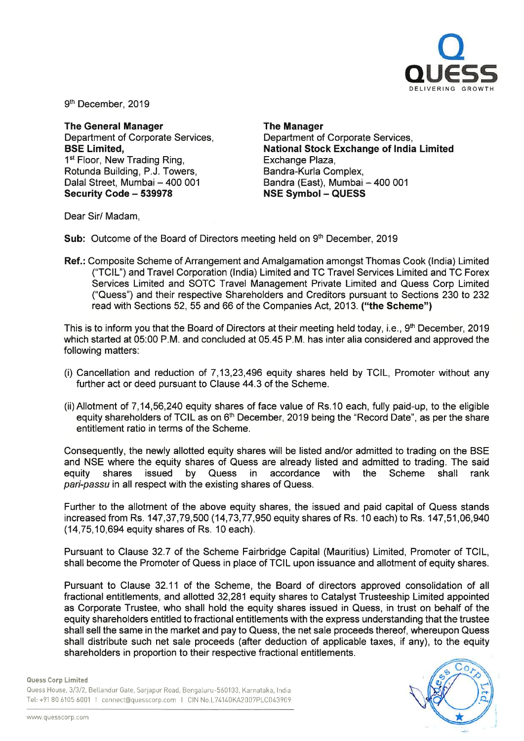9[th] December, 2019

**The General Manager**
Department of Corporate Services,
**BSE Limited,**
1[st] Floor, New Trading Ring,
Rotunda Building, P.J. Towers,
Dalal Street, Mumbai – 400 001
**Security Code – 539978**

**The Manager**
Department of Corporate Services,
**National Stock Exchange of India Limited**
Exchange Plaza,
Bandra-Kurla Complex,
Bandra (East), Mumbai – 400 001
**NSE Symbol – QUESS**

Dear Sir/ Madam,

**Sub:** Outcome of the Board of Directors meeting held on 9[th] December, 2019

**Ref.:** Composite Scheme of Arrangement and Amalgamation amongst Thomas Cook (India) Limited ("TCIL") and Travel Corporation (India) Limited and TC Travel Services Limited and TC Forex Services Limited and SOTC Travel Management Private Limited and Quess Corp Limited ("Quess") and their respective Shareholders and Creditors pursuant to Sections 230 to 232 read with Sections 52, 55 and 66 of the Companies Act, 2013. **("the Scheme")**

This is to inform you that the Board of Directors at their meeting held today, i.e., 9[th] December, 2019 which started at 05:00 P.M. and concluded at 05.45 P.M. has inter alia considered and approved the following matters:

(i) Cancellation and reduction of 7,13,23,496 equity shares held by TCIL, Promoter without any further act or deed pursuant to Clause 44.3 of the Scheme.

(ii) Allotment of 7,14,56,240 equity shares of face value of Rs.10 each, fully paid-up, to the eligible equity shareholders of TCIL as on 6[th] December, 2019 being the "Record Date", as per the share entitlement ratio in terms of the Scheme.

Consequently, the newly allotted equity shares will be listed and/or admitted to trading on the BSE and NSE where the equity shares of Quess are already listed and admitted to trading. The said equity shares issued by Quess in accordance with the Scheme shall rank *pari-passu* in all respect with the existing shares of Quess.

Further to the allotment of the above equity shares, the issued and paid capital of Quess stands increased from Rs. 147,37,79,500 (14,73,77,950 equity shares of Rs. 10 each) to Rs. 147,51,06,940 (14,75,10,694 equity shares of Rs. 10 each).

Pursuant to Clause 32.7 of the Scheme Fairbridge Capital (Mauritius) Limited, Promoter of TCIL, shall become the Promoter of Quess in place of TCIL upon issuance and allotment of equity shares.

Pursuant to Clause 32.11 of the Scheme, the Board of directors approved consolidation of all fractional entitlements, and allotted 32,281 equity shares to Catalyst Trusteeship Limited appointed as Corporate Trustee, who shall hold the equity shares issued in Quess, in trust on behalf of the equity shareholders entitled to fractional entitlements with the express understanding that the trustee shall sell the same in the market and pay to Quess, the net sale proceeds thereof, whereupon Quess shall distribute such net sale proceeds (after deduction of applicable taxes, if any), to the equity shareholders in proportion to their respective fractional entitlements.

**Quess Corp Limited**
Quess House, 3/3/2, Bellandur Gate, Sarjapur Road, Bengaluru-560103, Karnataka, India
Tel: +91 80 6105 6001 | connect@quesscorp.com | CIN No.L74140KA2007PLC043909

www.quesscorp.com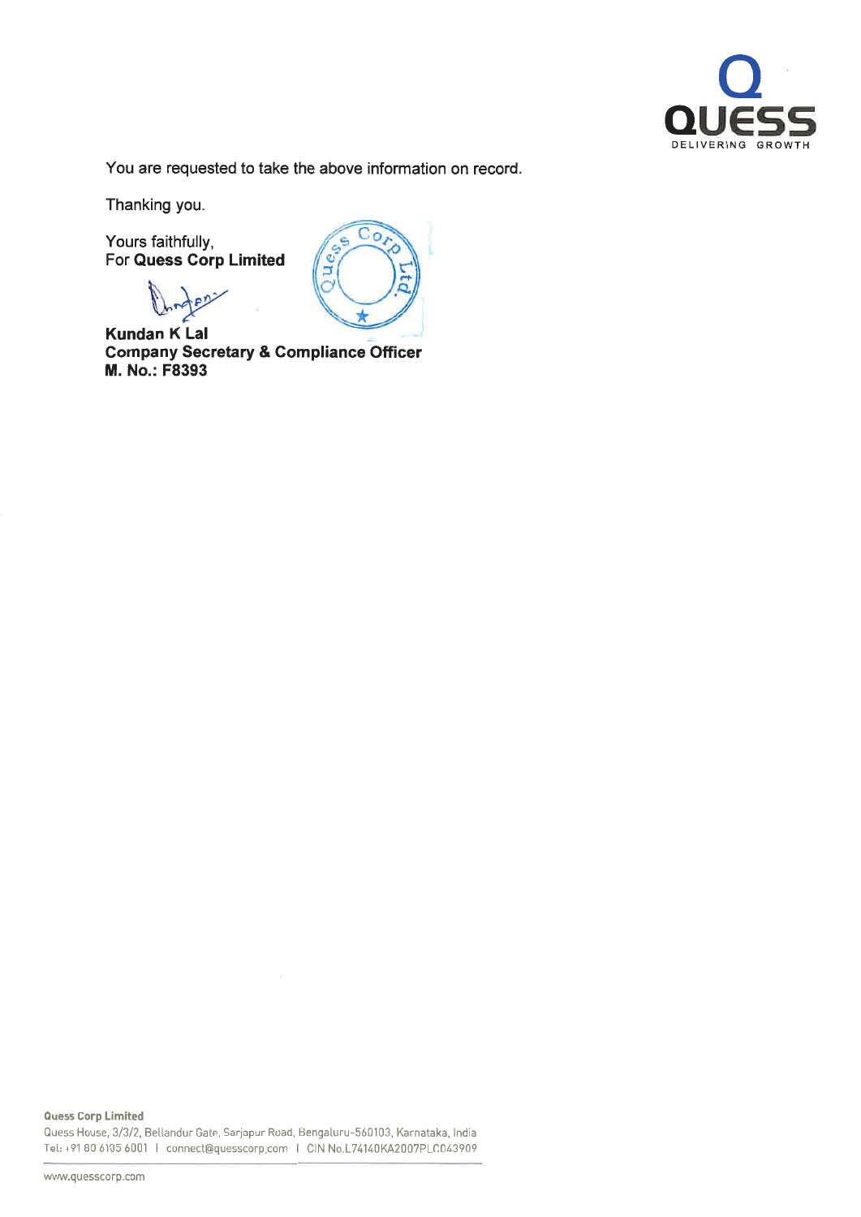You are requested to take the above information on record.

Thanking you.

Yours faithfully,
For **Quess Corp Limited**

**Kundan K Lal**
**Company Secretary & Compliance Officer**
**M. No.: F8393**

**Quess Corp Limited**
Quess House, 3/3/2, Bellandur Gate, Sarjapur Road, Bengaluru-560103, Karnataka, India
Tel: +91 80 6105 6001 | connect@quesscorp.com | CIN No.L74140KA2007PLC043909

www.quesscorp.com